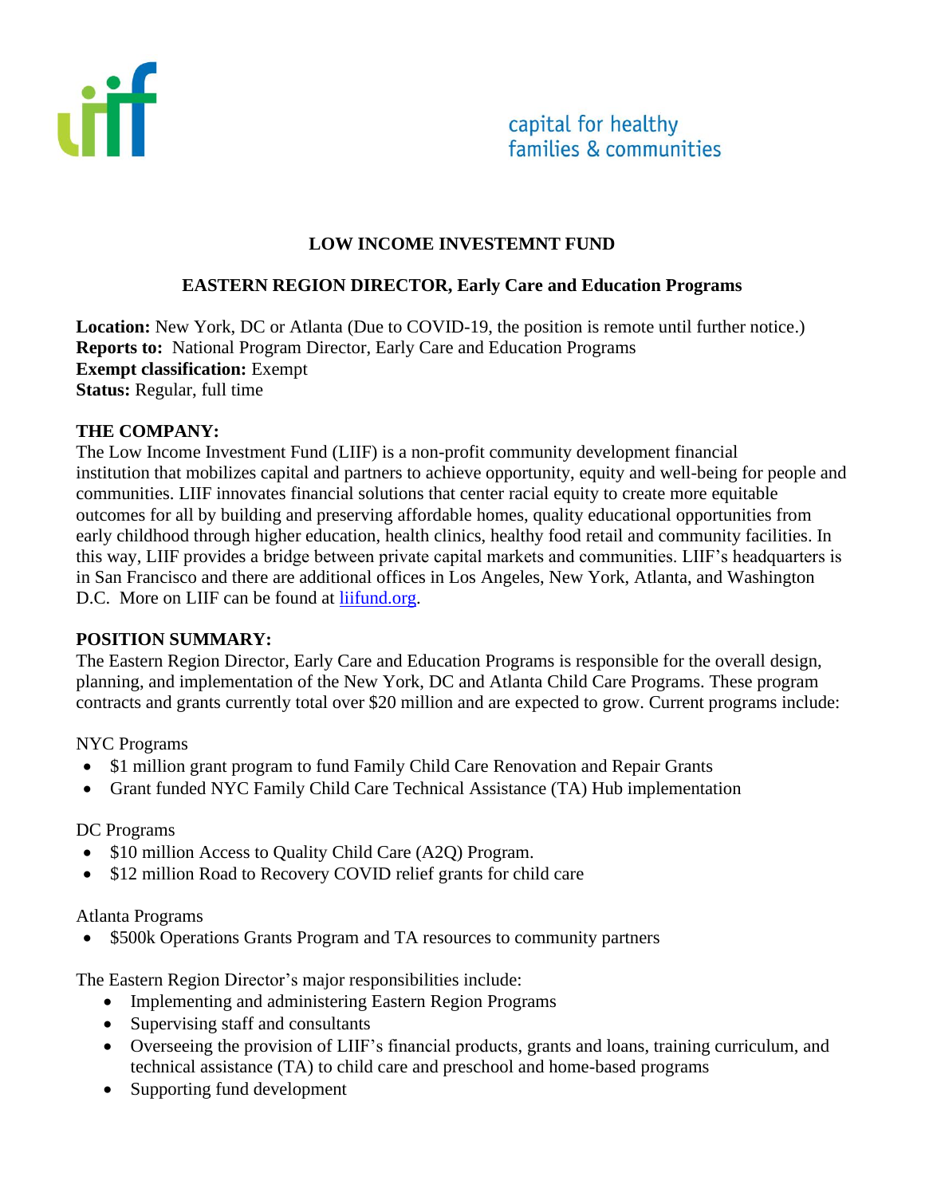capital for healthy families & communities

# LOW INCOME INVESTEMNT FUND

## EASTERN REGION DIRECTOR, Early Care and Education Programs

**Location:** New York, DC or Atlanta (Due to COVID-19, the position is remote until further notice.)
**Reports to:** National Program Director, Early Care and Education Programs
**Exempt classification:** Exempt
**Status:** Regular, full time

**THE COMPANY:**
The Low Income Investment Fund (LIIF) is a non-profit community development financial institution that mobilizes capital and partners to achieve opportunity, equity and well-being for people and communities. LIIF innovates financial solutions that center racial equity to create more equitable outcomes for all by building and preserving affordable homes, quality educational opportunities from early childhood through higher education, health clinics, healthy food retail and community facilities. In this way, LIIF provides a bridge between private capital markets and communities. LIIF's headquarters is in San Francisco and there are additional offices in Los Angeles, New York, Atlanta, and Washington D.C. More on LIIF can be found at liifund.org.

**POSITION SUMMARY:**
The Eastern Region Director, Early Care and Education Programs is responsible for the overall design, planning, and implementation of the New York, DC and Atlanta Child Care Programs. These program contracts and grants currently total over $20 million and are expected to grow. Current programs include:

NYC Programs

- $1 million grant program to fund Family Child Care Renovation and Repair Grants
- Grant funded NYC Family Child Care Technical Assistance (TA) Hub implementation

DC Programs

- $10 million Access to Quality Child Care (A2Q) Program.
- $12 million Road to Recovery COVID relief grants for child care

Atlanta Programs

- $500k Operations Grants Program and TA resources to community partners

The Eastern Region Director's major responsibilities include:

- Implementing and administering Eastern Region Programs
- Supervising staff and consultants
- Overseeing the provision of LIIF's financial products, grants and loans, training curriculum, and technical assistance (TA) to child care and preschool and home-based programs
- Supporting fund development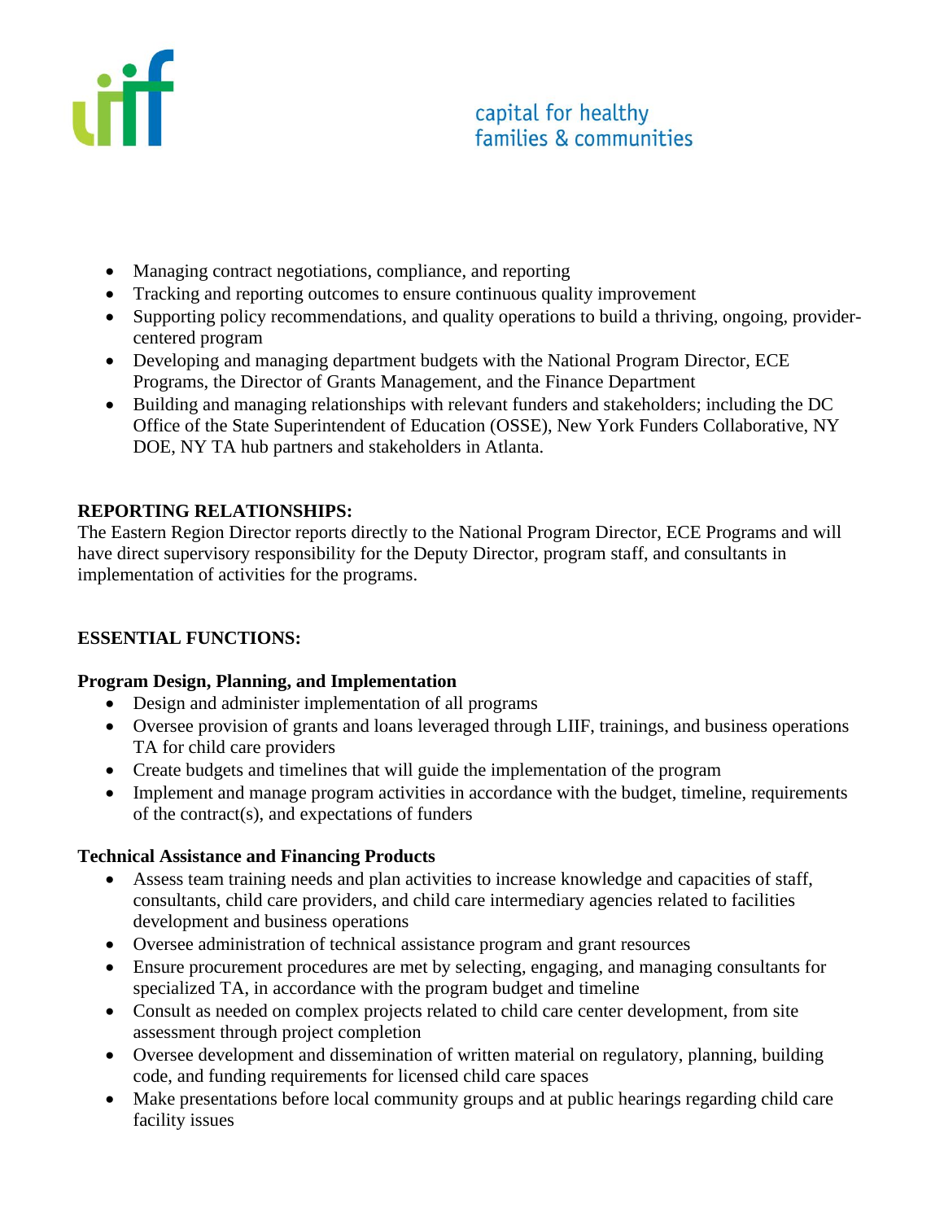- Managing contract negotiations, compliance, and reporting
- Tracking and reporting outcomes to ensure continuous quality improvement
- Supporting policy recommendations, and quality operations to build a thriving, ongoing, provider-centered program
- Developing and managing department budgets with the National Program Director, ECE Programs, the Director of Grants Management, and the Finance Department
- Building and managing relationships with relevant funders and stakeholders; including the DC Office of the State Superintendent of Education (OSSE), New York Funders Collaborative, NY DOE, NY TA hub partners and stakeholders in Atlanta.

**REPORTING RELATIONSHIPS:**

The Eastern Region Director reports directly to the National Program Director, ECE Programs and will have direct supervisory responsibility for the Deputy Director, program staff, and consultants in implementation of activities for the programs.

**ESSENTIAL FUNCTIONS:**

**Program Design, Planning, and Implementation**

- Design and administer implementation of all programs
- Oversee provision of grants and loans leveraged through LIIF, trainings, and business operations TA for child care providers
- Create budgets and timelines that will guide the implementation of the program
- Implement and manage program activities in accordance with the budget, timeline, requirements of the contract(s), and expectations of funders

**Technical Assistance and Financing Products**

- Assess team training needs and plan activities to increase knowledge and capacities of staff, consultants, child care providers, and child care intermediary agencies related to facilities development and business operations
- Oversee administration of technical assistance program and grant resources
- Ensure procurement procedures are met by selecting, engaging, and managing consultants for specialized TA, in accordance with the program budget and timeline
- Consult as needed on complex projects related to child care center development, from site assessment through project completion
- Oversee development and dissemination of written material on regulatory, planning, building code, and funding requirements for licensed child care spaces
- Make presentations before local community groups and at public hearings regarding child care facility issues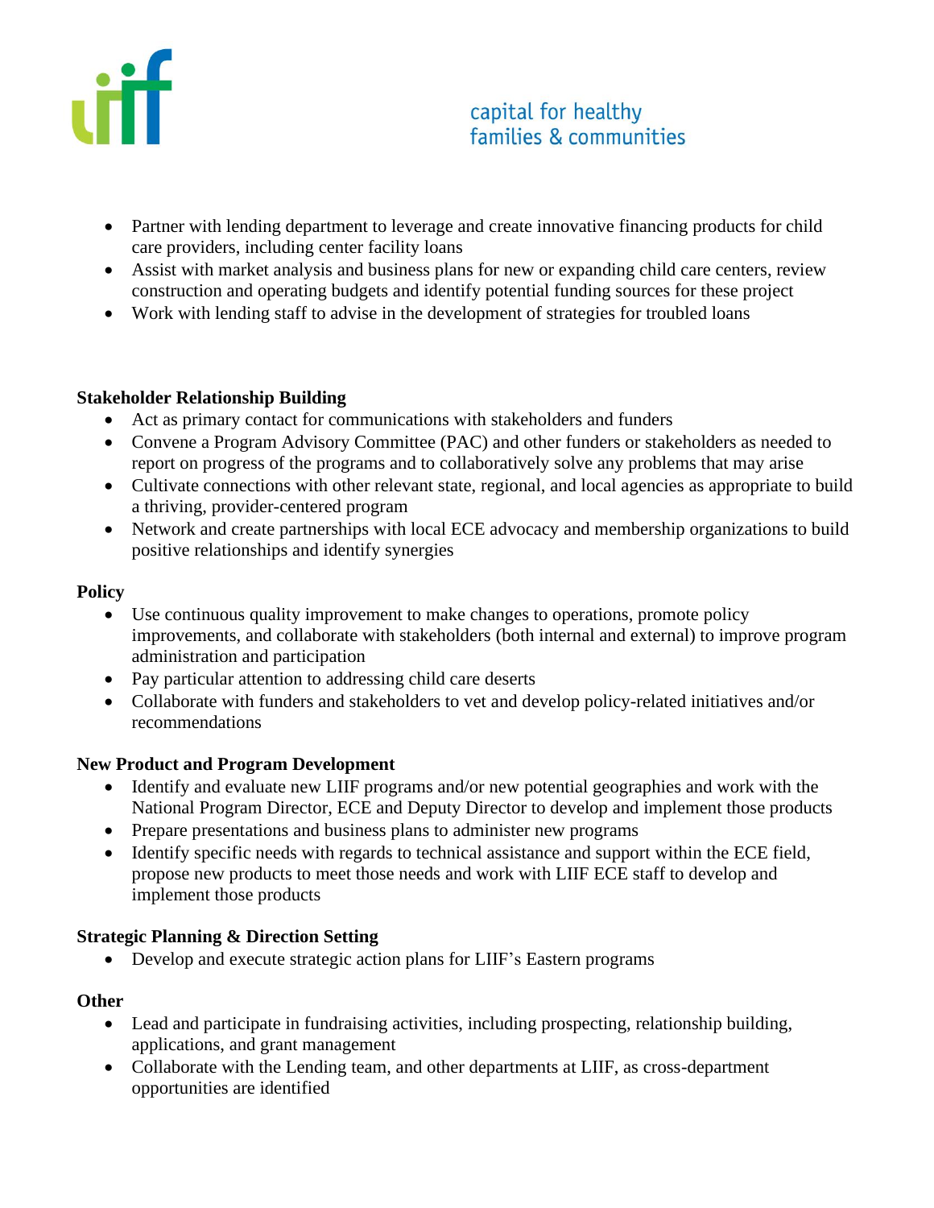- Partner with lending department to leverage and create innovative financing products for child care providers, including center facility loans
- Assist with market analysis and business plans for new or expanding child care centers, review construction and operating budgets and identify potential funding sources for these project
- Work with lending staff to advise in the development of strategies for troubled loans

**Stakeholder Relationship Building**

- Act as primary contact for communications with stakeholders and funders
- Convene a Program Advisory Committee (PAC) and other funders or stakeholders as needed to report on progress of the programs and to collaboratively solve any problems that may arise
- Cultivate connections with other relevant state, regional, and local agencies as appropriate to build a thriving, provider-centered program
- Network and create partnerships with local ECE advocacy and membership organizations to build positive relationships and identify synergies

**Policy**

- Use continuous quality improvement to make changes to operations, promote policy improvements, and collaborate with stakeholders (both internal and external) to improve program administration and participation
- Pay particular attention to addressing child care deserts
- Collaborate with funders and stakeholders to vet and develop policy-related initiatives and/or recommendations

**New Product and Program Development**

- Identify and evaluate new LIIF programs and/or new potential geographies and work with the National Program Director, ECE and Deputy Director to develop and implement those products
- Prepare presentations and business plans to administer new programs
- Identify specific needs with regards to technical assistance and support within the ECE field, propose new products to meet those needs and work with LIIF ECE staff to develop and implement those products

**Strategic Planning & Direction Setting**

- Develop and execute strategic action plans for LIIF's Eastern programs

**Other**

- Lead and participate in fundraising activities, including prospecting, relationship building, applications, and grant management
- Collaborate with the Lending team, and other departments at LIIF, as cross-department opportunities are identified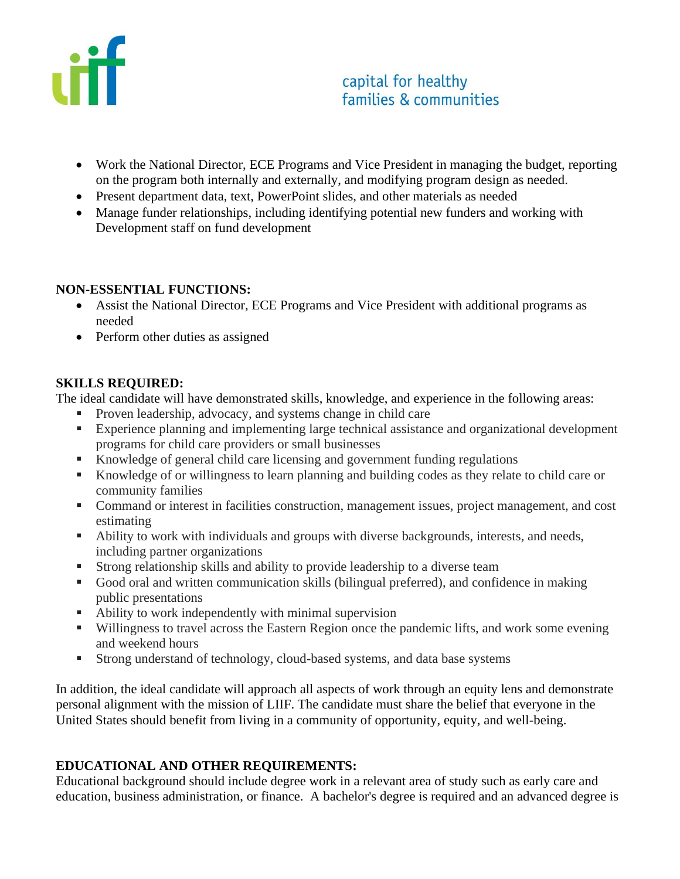- Work the National Director, ECE Programs and Vice President in managing the budget, reporting on the program both internally and externally, and modifying program design as needed.
- Present department data, text, PowerPoint slides, and other materials as needed
- Manage funder relationships, including identifying potential new funders and working with Development staff on fund development

**NON-ESSENTIAL FUNCTIONS:**

- Assist the National Director, ECE Programs and Vice President with additional programs as needed
- Perform other duties as assigned

**SKILLS REQUIRED:**

The ideal candidate will have demonstrated skills, knowledge, and experience in the following areas:

- Proven leadership, advocacy, and systems change in child care
- Experience planning and implementing large technical assistance and organizational development programs for child care providers or small businesses
- Knowledge of general child care licensing and government funding regulations
- Knowledge of or willingness to learn planning and building codes as they relate to child care or community families
- Command or interest in facilities construction, management issues, project management, and cost estimating
- Ability to work with individuals and groups with diverse backgrounds, interests, and needs, including partner organizations
- Strong relationship skills and ability to provide leadership to a diverse team
- Good oral and written communication skills (bilingual preferred), and confidence in making public presentations
- Ability to work independently with minimal supervision
- Willingness to travel across the Eastern Region once the pandemic lifts, and work some evening and weekend hours
- Strong understanding of technology, cloud-based systems, and data base systems

In addition, the ideal candidate will approach all aspects of work through an equity lens and demonstrate personal alignment with the mission of LIIF. The candidate must share the belief that everyone in the United States should benefit from living in a community of opportunity, equity, and well-being.

**EDUCATIONAL AND OTHER REQUIREMENTS:**

Educational background should include degree work in a relevant area of study such as early care and education, business administration, or finance. A bachelor's degree is required and an advanced degree is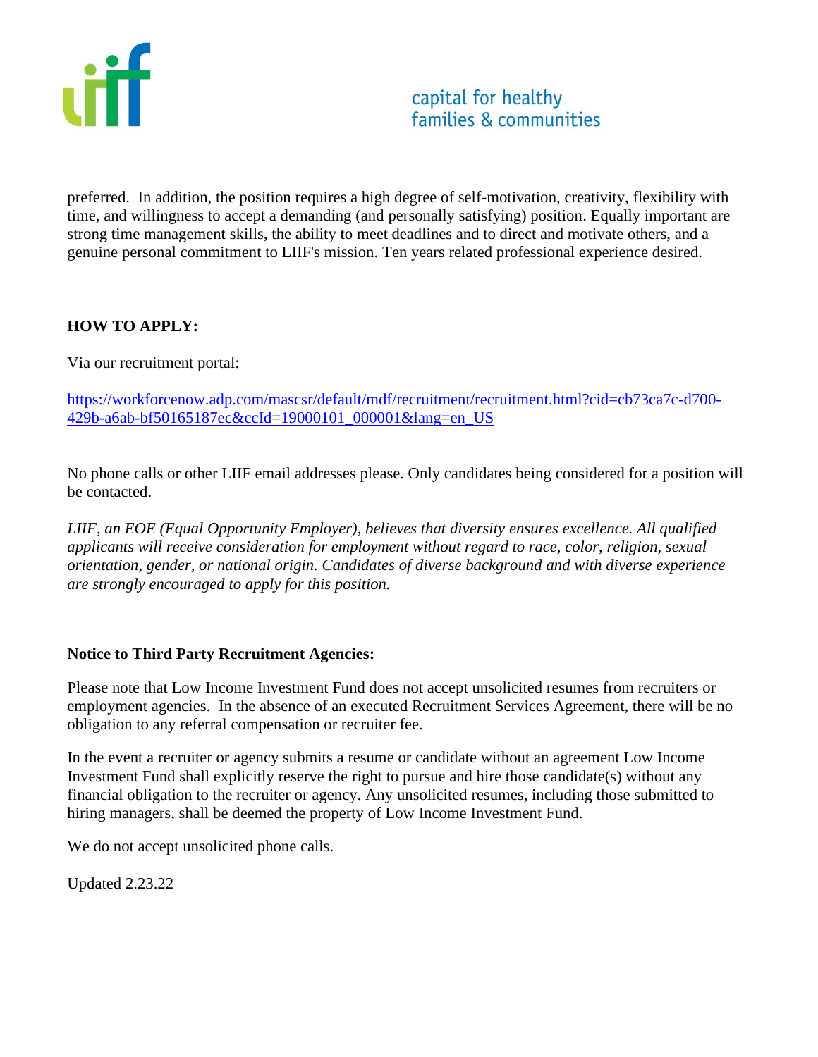preferred. In addition, the position requires a high degree of self-motivation, creativity, flexibility with time, and willingness to accept a demanding (and personally satisfying) position. Equally important are strong time management skills, the ability to meet deadlines and to direct and motivate others, and a genuine personal commitment to LIIF's mission. Ten years related professional experience desired.

**HOW TO APPLY:**

Via our recruitment portal:

https://workforcenow.adp.com/mascsr/default/mdf/recruitment/recruitment.html?cid=cb73ca7c-d700-429b-a6ab-bf50165187ec&ccId=19000101_000001&lang=en_US

No phone calls or other LIIF email addresses please. Only candidates being considered for a position will be contacted.

*LIIF, an EOE (Equal Opportunity Employer), believes that diversity ensures excellence. All qualified applicants will receive consideration for employment without regard to race, color, religion, sexual orientation, gender, or national origin. Candidates of diverse background and with diverse experience are strongly encouraged to apply for this position.*

**Notice to Third Party Recruitment Agencies:**

Please note that Low Income Investment Fund does not accept unsolicited resumes from recruiters or employment agencies. In the absence of an executed Recruitment Services Agreement, there will be no obligation to any referral compensation or recruiter fee.

In the event a recruiter or agency submits a resume or candidate without an agreement Low Income Investment Fund shall explicitly reserve the right to pursue and hire those candidate(s) without any financial obligation to the recruiter or agency. Any unsolicited resumes, including those submitted to hiring managers, shall be deemed the property of Low Income Investment Fund.

We do not accept unsolicited phone calls.

Updated 2.23.22